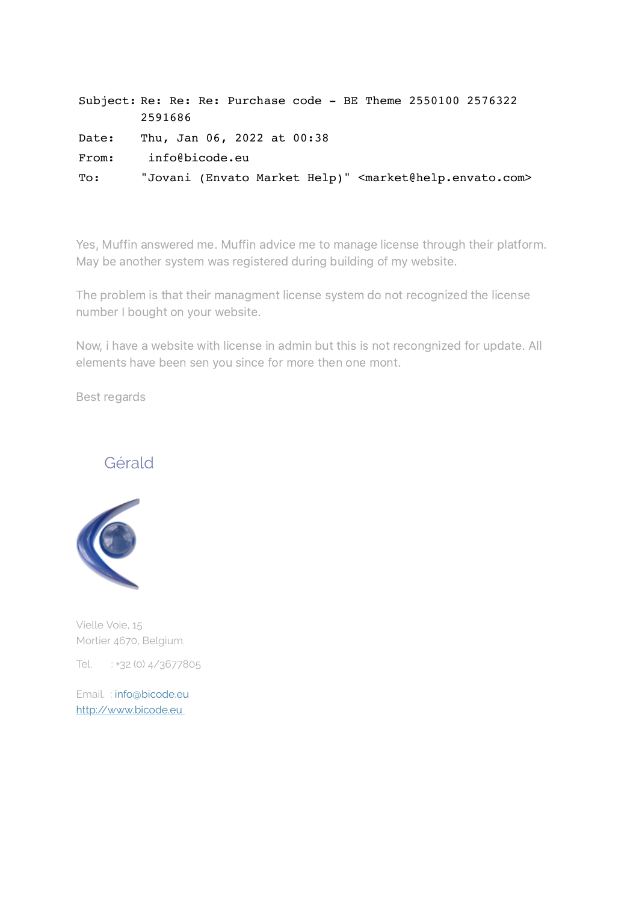Subject: Re: Re: Re: Purchase code - BE Theme 2550100 2576322 2591686
Date: Thu, Jan 06, 2022 at 00:38
From: info@bicode.eu
To: "Jovani (Envato Market Help)" <market@help.envato.com>

Yes, Muffin answered me. Muffin advice me to manage license through their platform. May be another system was registered during building of my website.

The problem is that their managment license system do not recognized the license number I bought on your website.

Now, i have a website with license in admin but this is not recongnized for update. All elements have been sen you since for more then one mont.

Best regards

Gérald

Vielle Voie, 15
Mortier 4670, Belgium.

Tel. : +32 (0) 4/3677805

Email. : info@bicode.eu
http://www.bicode.eu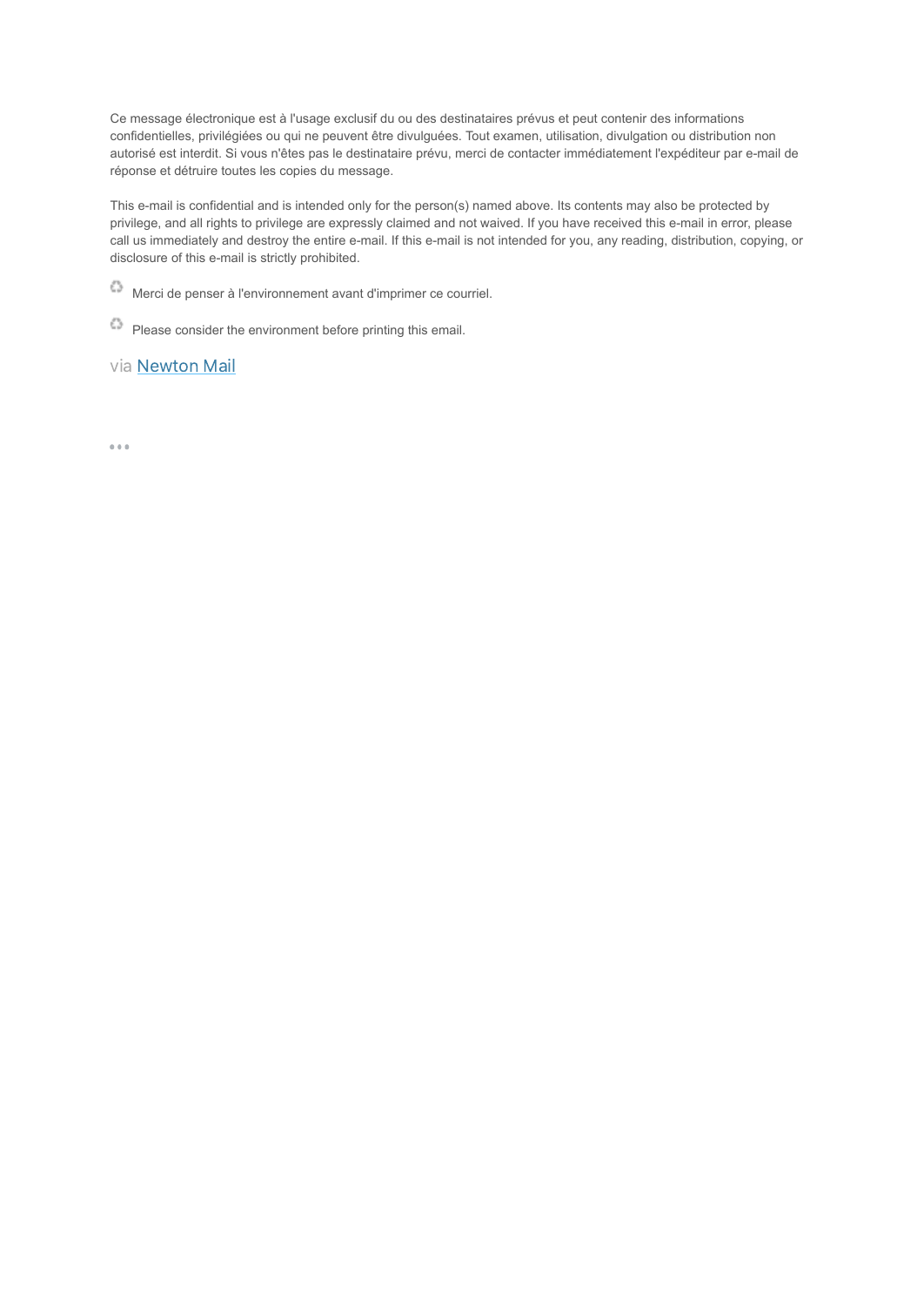Ce message électronique est à l'usage exclusif du ou des destinataires prévus et peut contenir des informations confidentielles, privilégiées ou qui ne peuvent être divulguées. Tout examen, utilisation, divulgation ou distribution non autorisé est interdit. Si vous n'êtes pas le destinataire prévu, merci de contacter immédiatement l'expéditeur par e-mail de réponse et détruire toutes les copies du message.

This e-mail is confidential and is intended only for the person(s) named above. Its contents may also be protected by privilege, and all rights to privilege are expressly claimed and not waived. If you have received this e-mail in error, please call us immediately and destroy the entire e-mail. If this e-mail is not intended for you, any reading, distribution, copying, or disclosure of this e-mail is strictly prohibited.

♲ Merci de penser à l'environnement avant d'imprimer ce courriel.

♲ Please consider the environment before printing this email.

via Newton Mail

...